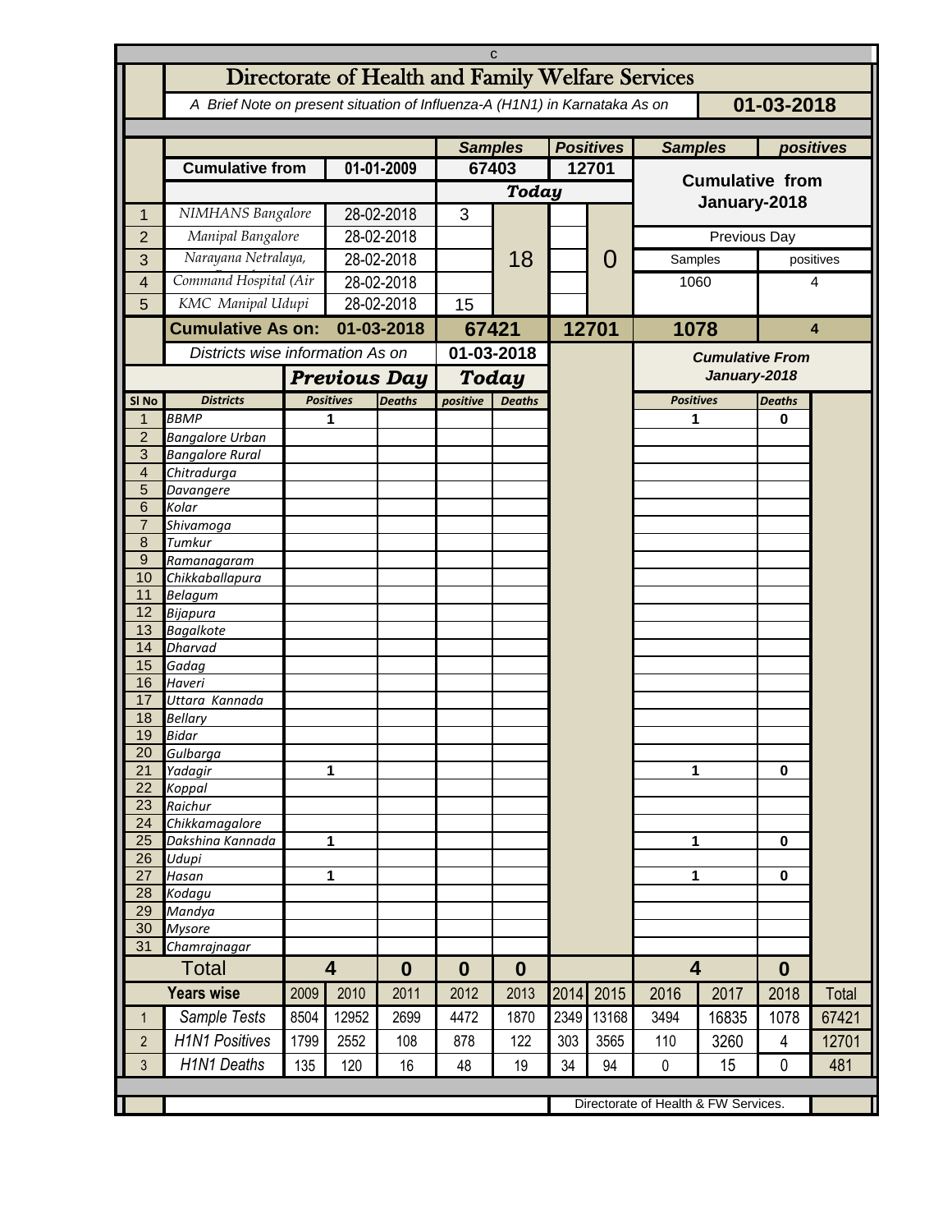# Directorate of Health and Family Welfare Services

*A Brief Note on present situation of Influenza-A (H1N1) in Karnataka As on* **01-03-2018**

| | | | Samples | Positives | Samples | positives |
|---|---|---|---|---|---|---|
| | **Cumulative from** | **01-01-2009** | **67403** | **12701** | **Cumulative from January-2018** | |
| | | | ***Today*** | | | |
| 1 | NIMHANS Bangalore | 28-02-2018 | 3 | | Previous Day | |
| 2 | Manipal Bangalore | 28-02-2018 | 18 | 0 | Samples | positives |
| 3 | Narayana Netralaya, | 28-02-2018 | | | 1060 | 4 |
| 4 | Command Hospital (Air | 28-02-2018 | | | | |
| 5 | KMC Manipal Udupi | 28-02-2018 | 15 | | | |
| | **Cumulative As on:** | **01-03-2018** | **67421** | **12701** | **1078** | **4** |

| Sl No | Districts | Previous Day Positives | Previous Day Deaths | Today positive | Today Deaths | Cumulative From January-2018 Positives | Cumulative From January-2018 Deaths |
|---|---|---|---|---|---|---|---|
| 1 | BBMP | 1 | | | | 1 | 0 |
| 2 | Bangalore Urban | | | | | | |
| 3 | Bangalore Rural | | | | | | |
| 4 | Chitradurga | | | | | | |
| 5 | Davangere | | | | | | |
| 6 | Kolar | | | | | | |
| 7 | Shivamoga | | | | | | |
| 8 | Tumkur | | | | | | |
| 9 | Ramanagaram | | | | | | |
| 10 | Chikkaballapura | | | | | | |
| 11 | Belagum | | | | | | |
| 12 | Bijapura | | | | | | |
| 13 | Bagalkote | | | | | | |
| 14 | Dharvad | | | | | | |
| 15 | Gadag | | | | | | |
| 16 | Haveri | | | | | | |
| 17 | Uttara Kannada | | | | | | |
| 18 | Bellary | | | | | | |
| 19 | Bidar | | | | | | |
| 20 | Gulbarga | | | | | | |
| 21 | Yadagir | 1 | | | | 1 | 0 |
| 22 | Koppal | | | | | | |
| 23 | Raichur | | | | | | |
| 24 | Chikkamagalore | | | | | | |
| 25 | Dakshina Kannada | 1 | | | | 1 | 0 |
| 26 | Udupi | | | | | | |
| 27 | Hasan | 1 | | | | 1 | 0 |
| 28 | Kodagu | | | | | | |
| 29 | Mandya | | | | | | |
| 30 | Mysore | | | | | | |
| 31 | Chamrajnagar | | | | | | |
| | **Total** | **4** | **0** | **0** | **0** | **4** | **0** |

| | Years wise | 2009 | 2010 | 2011 | 2012 | 2013 | 2014 | 2015 | 2016 | 2017 | 2018 | Total |
|---|---|---|---|---|---|---|---|---|---|---|---|---|
| 1 | Sample Tests | 8504 | 12952 | 2699 | 4472 | 1870 | 2349 | 13168 | 3494 | 16835 | 1078 | 67421 |
| 2 | H1N1 Positives | 1799 | 2552 | 108 | 878 | 122 | 303 | 3565 | 110 | 3260 | 4 | 12701 |
| 3 | H1N1 Deaths | 135 | 120 | 16 | 48 | 19 | 34 | 94 | 0 | 15 | 0 | 481 |

Directorate of Health & FW Services.